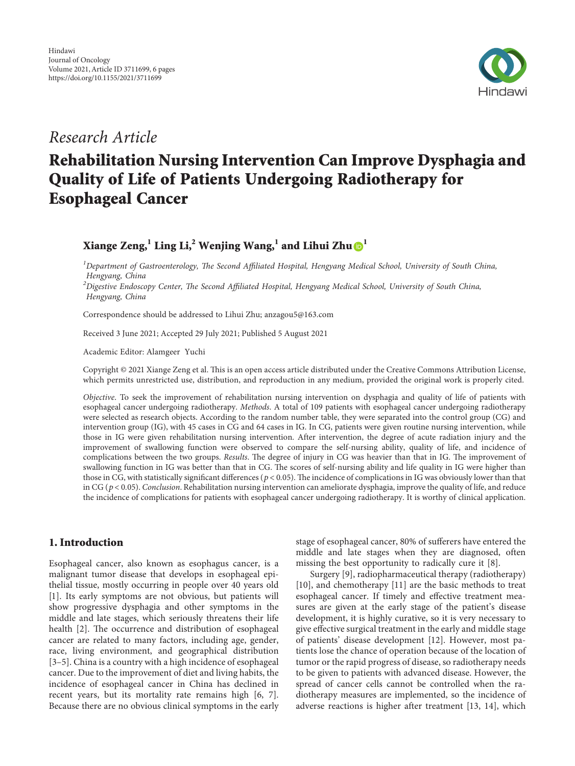Hindawi
Journal of Oncology
Volume 2021, Article ID 3711699, 6 pages
https://doi.org/10.1155/2021/3711699

*Research Article*

# Rehabilitation Nursing Intervention Can Improve Dysphagia and Quality of Life of Patients Undergoing Radiotherapy for Esophageal Cancer

**Xiange Zeng,[1] Ling Li,[2] Wenjing Wang,[1] and Lihui Zhu [1]**

[1]*Department of Gastroenterology, The Second Affiliated Hospital, Hengyang Medical School, University of South China, Hengyang, China*
[2]*Digestive Endoscopy Center, The Second Affiliated Hospital, Hengyang Medical School, University of South China, Hengyang, China*

Correspondence should be addressed to Lihui Zhu; anzagou5@163.com

Received 3 June 2021; Accepted 29 July 2021; Published 5 August 2021

Academic Editor: Alamgeer Yuchi

Copyright © 2021 Xiange Zeng et al. This is an open access article distributed under the Creative Commons Attribution License, which permits unrestricted use, distribution, and reproduction in any medium, provided the original work is properly cited.

*Objective*. To seek the improvement of rehabilitation nursing intervention on dysphagia and quality of life of patients with esophageal cancer undergoing radiotherapy. *Methods*. A total of 109 patients with esophageal cancer undergoing radiotherapy were selected as research objects. According to the random number table, they were separated into the control group (CG) and intervention group (IG), with 45 cases in CG and 64 cases in IG. In CG, patients were given routine nursing intervention, while those in IG were given rehabilitation nursing intervention. After intervention, the degree of acute radiation injury and the improvement of swallowing function were observed to compare the self-nursing ability, quality of life, and incidence of complications between the two groups. *Results*. The degree of injury in CG was heavier than that in IG. The improvement of swallowing function in IG was better than that in CG. The scores of self-nursing ability and life quality in IG were higher than those in CG, with statistically significant differences ($p < 0.05$). The incidence of complications in IG was obviously lower than that in CG ($p < 0.05$). *Conclusion*. Rehabilitation nursing intervention can ameliorate dysphagia, improve the quality of life, and reduce the incidence of complications for patients with esophageal cancer undergoing radiotherapy. It is worthy of clinical application.

## 1. Introduction

Esophageal cancer, also known as esophagus cancer, is a malignant tumor disease that develops in esophageal epithelial tissue, mostly occurring in people over 40 years old [1]. Its early symptoms are not obvious, but patients will show progressive dysphagia and other symptoms in the middle and late stages, which seriously threatens their life health [2]. The occurrence and distribution of esophageal cancer are related to many factors, including age, gender, race, living environment, and geographical distribution [3–5]. China is a country with a high incidence of esophageal cancer. Due to the improvement of diet and living habits, the incidence of esophageal cancer in China has declined in recent years, but its mortality rate remains high [6, 7]. Because there are no obvious clinical symptoms in the early stage of esophageal cancer, 80% of sufferers have entered the middle and late stages when they are diagnosed, often missing the best opportunity to radically cure it [8].

Surgery [9], radiopharmaceutical therapy (radiotherapy) [10], and chemotherapy [11] are the basic methods to treat esophageal cancer. If timely and effective treatment measures are given at the early stage of the patient's disease development, it is highly curative, so it is very necessary to give effective surgical treatment in the early and middle stage of patients' disease development [12]. However, most patients lose the chance of operation because of the location of tumor or the rapid progress of disease, so radiotherapy needs to be given to patients with advanced disease. However, the spread of cancer cells cannot be controlled when the radiotherapy measures are implemented, so the incidence of adverse reactions is higher after treatment [13, 14], which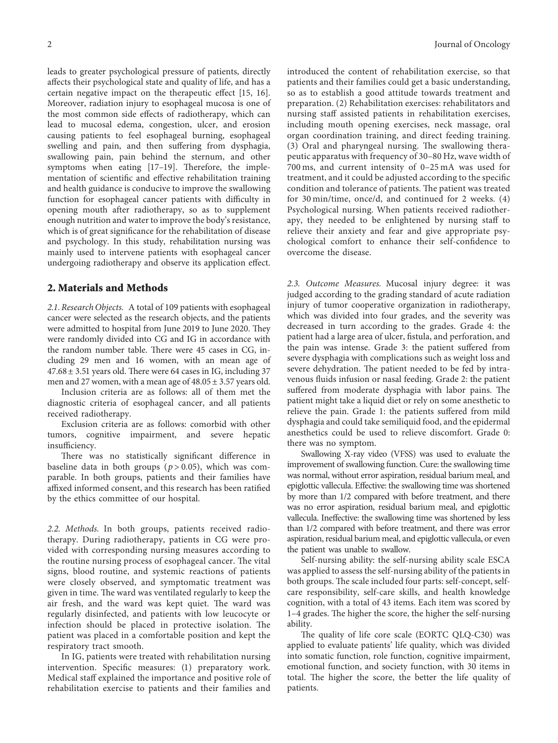leads to greater psychological pressure of patients, directly affects their psychological state and quality of life, and has a certain negative impact on the therapeutic effect [15, 16]. Moreover, radiation injury to esophageal mucosa is one of the most common side effects of radiotherapy, which can lead to mucosal edema, congestion, ulcer, and erosion causing patients to feel esophageal burning, esophageal swelling and pain, and then suffering from dysphagia, swallowing pain, pain behind the sternum, and other symptoms when eating [17–19]. Therefore, the implementation of scientific and effective rehabilitation training and health guidance is conducive to improve the swallowing function for esophageal cancer patients with difficulty in opening mouth after radiotherapy, so as to supplement enough nutrition and water to improve the body's resistance, which is of great significance for the rehabilitation of disease and psychology. In this study, rehabilitation nursing was mainly used to intervene patients with esophageal cancer undergoing radiotherapy and observe its application effect.

## 2. Materials and Methods

*2.1. Research Objects.* A total of 109 patients with esophageal cancer were selected as the research objects, and the patients were admitted to hospital from June 2019 to June 2020. They were randomly divided into CG and IG in accordance with the random number table. There were 45 cases in CG, including 29 men and 16 women, with an mean age of $47.68 \pm 3.51$ years old. There were 64 cases in IG, including 37 men and 27 women, with a mean age of $48.05 \pm 3.57$ years old.

Inclusion criteria are as follows: all of them met the diagnostic criteria of esophageal cancer, and all patients received radiotherapy.

Exclusion criteria are as follows: comorbid with other tumors, cognitive impairment, and severe hepatic insufficiency.

There was no statistically significant difference in baseline data in both groups ($p > 0.05$), which was comparable. In both groups, patients and their families have affixed informed consent, and this research has been ratified by the ethics committee of our hospital.

*2.2. Methods.* In both groups, patients received radiotherapy. During radiotherapy, patients in CG were provided with corresponding nursing measures according to the routine nursing process of esophageal cancer. The vital signs, blood routine, and systemic reactions of patients were closely observed, and symptomatic treatment was given in time. The ward was ventilated regularly to keep the air fresh, and the ward was kept quiet. The ward was regularly disinfected, and patients with low leucocyte or infection should be placed in protective isolation. The patient was placed in a comfortable position and kept the respiratory tract smooth.

In IG, patients were treated with rehabilitation nursing intervention. Specific measures: (1) preparatory work. Medical staff explained the importance and positive role of rehabilitation exercise to patients and their families and introduced the content of rehabilitation exercise, so that patients and their families could get a basic understanding, so as to establish a good attitude towards treatment and preparation. (2) Rehabilitation exercises: rehabilitators and nursing staff assisted patients in rehabilitation exercises, including mouth opening exercises, neck massage, oral organ coordination training, and direct feeding training. (3) Oral and pharyngeal nursing. The swallowing therapeutic apparatus with frequency of 30–80 Hz, wave width of 700 ms, and current intensity of 0–25 mA was used for treatment, and it could be adjusted according to the specific condition and tolerance of patients. The patient was treated for 30 min/time, once/d, and continued for 2 weeks. (4) Psychological nursing. When patients received radiotherapy, they needed to be enlightened by nursing staff to relieve their anxiety and fear and give appropriate psychological comfort to enhance their self-confidence to overcome the disease.

*2.3. Outcome Measures.* Mucosal injury degree: it was judged according to the grading standard of acute radiation injury of tumor cooperative organization in radiotherapy, which was divided into four grades, and the severity was decreased in turn according to the grades. Grade 4: the patient had a large area of ulcer, fistula, and perforation, and the pain was intense. Grade 3: the patient suffered from severe dysphagia with complications such as weight loss and severe dehydration. The patient needed to be fed by intravenous fluids infusion or nasal feeding. Grade 2: the patient suffered from moderate dysphagia with labor pains. The patient might take a liquid diet or rely on some anesthetic to relieve the pain. Grade 1: the patients suffered from mild dysphagia and could take semiliquid food, and the epidermal anesthetics could be used to relieve discomfort. Grade 0: there was no symptom.

Swallowing X-ray video (VFSS) was used to evaluate the improvement of swallowing function. Cure: the swallowing time was normal, without error aspiration, residual barium meal, and epiglottic vallecula. Effective: the swallowing time was shortened by more than 1/2 compared with before treatment, and there was no error aspiration, residual barium meal, and epiglottic vallecula. Ineffective: the swallowing time was shortened by less than 1/2 compared with before treatment, and there was error aspiration, residual barium meal, and epiglottic vallecula, or even the patient was unable to swallow.

Self-nursing ability: the self-nursing ability scale ESCA was applied to assess the self-nursing ability of the patients in both groups. The scale included four parts: self-concept, self-care responsibility, self-care skills, and health knowledge cognition, with a total of 43 items. Each item was scored by 1–4 grades. The higher the score, the higher the self-nursing ability.

The quality of life core scale (EORTC QLQ-C30) was applied to evaluate patients' life quality, which was divided into somatic function, role function, cognitive impairment, emotional function, and society function, with 30 items in total. The higher the score, the better the life quality of patients.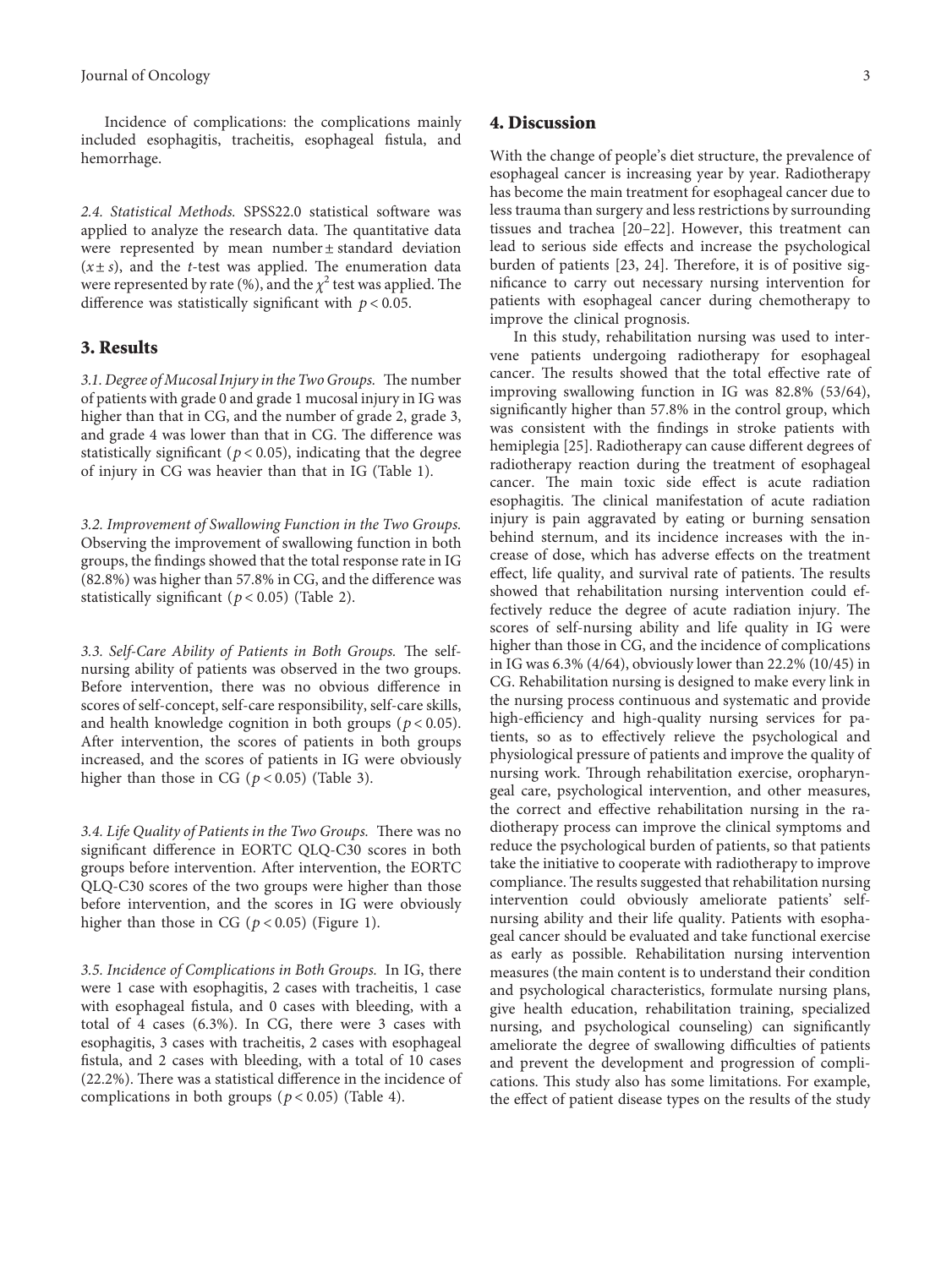Incidence of complications: the complications mainly included esophagitis, tracheitis, esophageal fistula, and hemorrhage.

*2.4. Statistical Methods.* SPSS22.0 statistical software was applied to analyze the research data. The quantitative data were represented by mean number ± standard deviation ($x \pm s$), and the *t*-test was applied. The enumeration data were represented by rate (%), and the $\chi^2$ test was applied. The difference was statistically significant with $p < 0.05$.

## 3. Results

*3.1. Degree of Mucosal Injury in the Two Groups.* The number of patients with grade 0 and grade 1 mucosal injury in IG was higher than that in CG, and the number of grade 2, grade 3, and grade 4 was lower than that in CG. The difference was statistically significant ($p < 0.05$), indicating that the degree of injury in CG was heavier than that in IG (Table 1).

*3.2. Improvement of Swallowing Function in the Two Groups.* Observing the improvement of swallowing function in both groups, the findings showed that the total response rate in IG (82.8%) was higher than 57.8% in CG, and the difference was statistically significant ($p < 0.05$) (Table 2).

*3.3. Self-Care Ability of Patients in Both Groups.* The self-nursing ability of patients was observed in the two groups. Before intervention, there was no obvious difference in scores of self-concept, self-care responsibility, self-care skills, and health knowledge cognition in both groups ($p < 0.05$). After intervention, the scores of patients in both groups increased, and the scores of patients in IG were obviously higher than those in CG ($p < 0.05$) (Table 3).

*3.4. Life Quality of Patients in the Two Groups.* There was no significant difference in EORTC QLQ-C30 scores in both groups before intervention. After intervention, the EORTC QLQ-C30 scores of the two groups were higher than those before intervention, and the scores in IG were obviously higher than those in CG ($p < 0.05$) (Figure 1).

*3.5. Incidence of Complications in Both Groups.* In IG, there were 1 case with esophagitis, 2 cases with tracheitis, 1 case with esophageal fistula, and 0 cases with bleeding, with a total of 4 cases (6.3%). In CG, there were 3 cases with esophagitis, 3 cases with tracheitis, 2 cases with esophageal fistula, and 2 cases with bleeding, with a total of 10 cases (22.2%). There was a statistical difference in the incidence of complications in both groups ($p < 0.05$) (Table 4).

## 4. Discussion

With the change of people's diet structure, the prevalence of esophageal cancer is increasing year by year. Radiotherapy has become the main treatment for esophageal cancer due to less trauma than surgery and less restrictions by surrounding tissues and trachea [20–22]. However, this treatment can lead to serious side effects and increase the psychological burden of patients [23, 24]. Therefore, it is of positive significance to carry out necessary nursing intervention for patients with esophageal cancer during chemotherapy to improve the clinical prognosis.

In this study, rehabilitation nursing was used to intervene patients undergoing radiotherapy for esophageal cancer. The results showed that the total effective rate of improving swallowing function in IG was 82.8% (53/64), significantly higher than 57.8% in the control group, which was consistent with the findings in stroke patients with hemiplegia [25]. Radiotherapy can cause different degrees of radiotherapy reaction during the treatment of esophageal cancer. The main toxic side effect is acute radiation esophagitis. The clinical manifestation of acute radiation injury is pain aggravated by eating or burning sensation behind sternum, and its incidence increases with the increase of dose, which has adverse effects on the treatment effect, life quality, and survival rate of patients. The results showed that rehabilitation nursing intervention could effectively reduce the degree of acute radiation injury. The scores of self-nursing ability and life quality in IG were higher than those in CG, and the incidence of complications in IG was 6.3% (4/64), obviously lower than 22.2% (10/45) in CG. Rehabilitation nursing is designed to make every link in the nursing process continuous and systematic and provide high-efficiency and high-quality nursing services for patients, so as to effectively relieve the psychological and physiological pressure of patients and improve the quality of nursing work. Through rehabilitation exercise, oropharyngeal care, psychological intervention, and other measures, the correct and effective rehabilitation nursing in the radiotherapy process can improve the clinical symptoms and reduce the psychological burden of patients, so that patients take the initiative to cooperate with radiotherapy to improve compliance. The results suggested that rehabilitation nursing intervention could obviously ameliorate patients' self-nursing ability and their life quality. Patients with esophageal cancer should be evaluated and take functional exercise as early as possible. Rehabilitation nursing intervention measures (the main content is to understand their condition and psychological characteristics, formulate nursing plans, give health education, rehabilitation training, specialized nursing, and psychological counseling) can significantly ameliorate the degree of swallowing difficulties of patients and prevent the development and progression of complications. This study also has some limitations. For example, the effect of patient disease types on the results of the study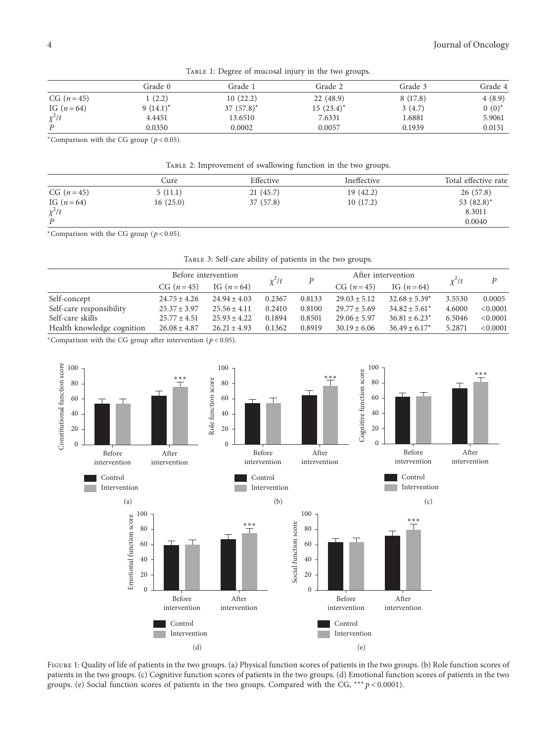Table 1: Degree of mucosal injury in the two groups.

| | Grade 0 | Grade 1 | Grade 2 | Grade 3 | Grade 4 |
|---|---|---|---|---|---|
| CG ($n = 45$) | 1 (2.2) | 10 (22.2) | 22 (48.9) | 8 (17.8) | 4 (8.9) |
| IG ($n = 64$) | 9 (14.1)* | 37 (57.8)* | 15 (23.4)* | 3 (4.7) | 0 (0)* |
| $\chi^2/t$ | 4.4451 | 13.6510 | 7.6331 | 1.6881 | 5.9061 |
| $P$ | 0.0350 | 0.0002 | 0.0057 | 0.1939 | 0.0151 |

*Comparison with the CG group ($p < 0.05$).

Table 2: Improvement of swallowing function in the two groups.

| | Cure | Effective | Ineffective | Total effective rate |
|---|---|---|---|---|
| CG ($n = 45$) | 5 (11.1) | 21 (45.7) | 19 (42.2) | 26 (57.8) |
| IG ($n = 64$) | 16 (25.0) | 37 (57.8) | 10 (17.2) | 53 (82.8)* |
| $\chi^2/t$ | | | | 8.3011 |
| $P$ | | | | 0.0040 |

*Comparison with the CG group ($p < 0.05$).

Table 3: Self-care ability of patients in the two groups.

| | Before intervention | | $\chi^2/t$ | $P$ | After intervention | | $\chi^2/t$ | $P$ |
|---|---|---|---|---|---|---|---|---|
| | CG ($n = 45$) | IG ($n = 64$) | | | CG ($n = 45$) | IG ($n = 64$) | | |
| Self-concept | $24.75 \pm 4.26$ | $24.94 \pm 4.03$ | 0.2367 | 0.8133 | $29.03 \pm 5.12$ | $32.68 \pm 5.39$* | 3.5530 | 0.0005 |
| Self-care responsibility | $25.37 \pm 3.97$ | $25.56 \pm 4.11$ | 0.2410 | 0.8100 | $29.77 \pm 5.69$ | $34.82 \pm 5.61$* | 4.6000 | <0.0001 |
| Self-care skills | $25.77 \pm 4.51$ | $25.93 \pm 4.22$ | 0.1894 | 0.8501 | $29.06 \pm 5.97$ | $36.81 \pm 6.23$* | 6.5046 | <0.0001 |
| Health knowledge cognition | $26.08 \pm 4.87$ | $26.21 \pm 4.93$ | 0.1362 | 0.8919 | $30.19 \pm 6.06$ | $36.49 \pm 6.17$* | 5.2871 | <0.0001 |

*Comparison with the CG group after intervention ($p < 0.05$).

Figure 1: Quality of life of patients in the two groups. (a) Physical function scores of patients in the two groups. (b) Role function scores of patients in the two groups. (c) Cognitive function scores of patients in the two groups. (d) Emotional function scores of patients in the two groups. (e) Social function scores of patients in the two groups. Compared with the CG, *** $p < 0.0001$).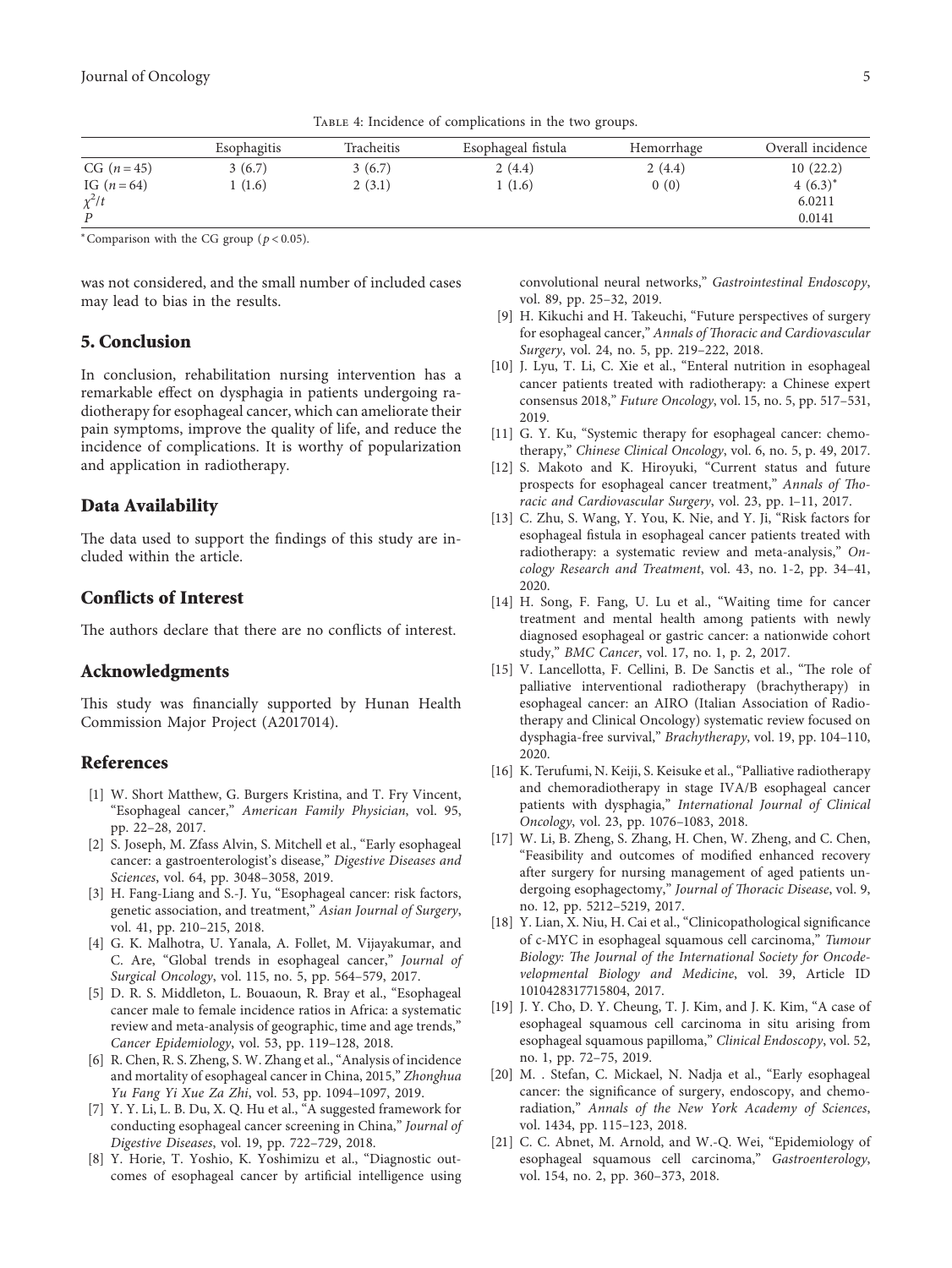Table 4: Incidence of complications in the two groups.

| | Esophagitis | Tracheitis | Esophageal fistula | Hemorrhage | Overall incidence |
|---|---|---|---|---|---|
| CG ($n = 45$) | 3 (6.7) | 3 (6.7) | 2 (4.4) | 2 (4.4) | 10 (22.2) |
| IG ($n = 64$) | 1 (1.6) | 2 (3.1) | 1 (1.6) | 0 (0) | 4 (6.3)* |
| $\chi^2/t$ | | | | | 6.0211 |
| $P$ | | | | | 0.0141 |

*Comparison with the CG group ($p < 0.05$).

was not considered, and the small number of included cases may lead to bias in the results.

## 5. Conclusion

In conclusion, rehabilitation nursing intervention has a remarkable effect on dysphagia in patients undergoing radiotherapy for esophageal cancer, which can ameliorate their pain symptoms, improve the quality of life, and reduce the incidence of complications. It is worthy of popularization and application in radiotherapy.

## Data Availability

The data used to support the findings of this study are included within the article.

## Conflicts of Interest

The authors declare that there are no conflicts of interest.

## Acknowledgments

This study was financially supported by Hunan Health Commission Major Project (A2017014).

## References

[1] W. Short Matthew, G. Burgers Kristina, and T. Fry Vincent, "Esophageal cancer," *American Family Physician*, vol. 95, pp. 22–28, 2017.

[2] S. Joseph, M. Zfass Alvin, S. Mitchell et al., "Early esophageal cancer: a gastroenterologist's disease," *Digestive Diseases and Sciences*, vol. 64, pp. 3048–3058, 2019.

[3] H. Fang-Liang and S.-J. Yu, "Esophageal cancer: risk factors, genetic association, and treatment," *Asian Journal of Surgery*, vol. 41, pp. 210–215, 2018.

[4] G. K. Malhotra, U. Yanala, A. Follet, M. Vijayakumar, and C. Are, "Global trends in esophageal cancer," *Journal of Surgical Oncology*, vol. 115, no. 5, pp. 564–579, 2017.

[5] D. R. S. Middleton, L. Bouaoun, R. Bray et al., "Esophageal cancer male to female incidence ratios in Africa: a systematic review and meta-analysis of geographic, time and age trends," *Cancer Epidemiology*, vol. 53, pp. 119–128, 2018.

[6] R. Chen, R. S. Zheng, S. W. Zhang et al., "Analysis of incidence and mortality of esophageal cancer in China, 2015," *Zhonghua Yu Fang Yi Xue Za Zhi*, vol. 53, pp. 1094–1097, 2019.

[7] Y. Y. Li, L. B. Du, X. Q. Hu et al., "A suggested framework for conducting esophageal cancer screening in China," *Journal of Digestive Diseases*, vol. 19, pp. 722–729, 2018.

[8] Y. Horie, T. Yoshio, K. Yoshimizu et al., "Diagnostic outcomes of esophageal cancer by artificial intelligence using convolutional neural networks," *Gastrointestinal Endoscopy*, vol. 89, pp. 25–32, 2019.

[9] H. Kikuchi and H. Takeuchi, "Future perspectives of surgery for esophageal cancer," *Annals of Thoracic and Cardiovascular Surgery*, vol. 24, no. 5, pp. 219–222, 2018.

[10] J. Lyu, T. Li, C. Xie et al., "Enteral nutrition in esophageal cancer patients treated with radiotherapy: a Chinese expert consensus 2018," *Future Oncology*, vol. 15, no. 5, pp. 517–531, 2019.

[11] G. Y. Ku, "Systemic therapy for esophageal cancer: chemotherapy," *Chinese Clinical Oncology*, vol. 6, no. 5, p. 49, 2017.

[12] S. Makoto and K. Hiroyuki, "Current status and future prospects for esophageal cancer treatment," *Annals of Thoracic and Cardiovascular Surgery*, vol. 23, pp. 1–11, 2017.

[13] C. Zhu, S. Wang, Y. You, K. Nie, and Y. Ji, "Risk factors for esophageal fistula in esophageal cancer patients treated with radiotherapy: a systematic review and meta-analysis," *Oncology Research and Treatment*, vol. 43, no. 1-2, pp. 34–41, 2020.

[14] H. Song, F. Fang, U. Lu et al., "Waiting time for cancer treatment and mental health among patients with newly diagnosed esophageal or gastric cancer: a nationwide cohort study," *BMC Cancer*, vol. 17, no. 1, p. 2, 2017.

[15] V. Lancellotta, F. Cellini, B. De Sanctis et al., "The role of palliative interventional radiotherapy (brachytherapy) in esophageal cancer: an AIRO (Italian Association of Radiotherapy and Clinical Oncology) systematic review focused on dysphagia-free survival," *Brachytherapy*, vol. 19, pp. 104–110, 2020.

[16] K. Terufumi, N. Keiji, S. Keisuke et al., "Palliative radiotherapy and chemoradiotherapy in stage IVA/B esophageal cancer patients with dysphagia," *International Journal of Clinical Oncology*, vol. 23, pp. 1076–1083, 2018.

[17] W. Li, B. Zheng, S. Zhang, H. Chen, W. Zheng, and C. Chen, "Feasibility and outcomes of modified enhanced recovery after surgery for nursing management of aged patients undergoing esophagectomy," *Journal of Thoracic Disease*, vol. 9, no. 12, pp. 5212–5219, 2017.

[18] Y. Lian, X. Niu, H. Cai et al., "Clinicopathological significance of c-MYC in esophageal squamous cell carcinoma," *Tumour Biology: The Journal of the International Society for Oncodevelopmental Biology and Medicine*, vol. 39, Article ID 1010428317715804, 2017.

[19] J. Y. Cho, D. Y. Cheung, T. J. Kim, and J. K. Kim, "A case of esophageal squamous cell carcinoma in situ arising from esophageal squamous papilloma," *Clinical Endoscopy*, vol. 52, no. 1, pp. 72–75, 2019.

[20] M. . Stefan, C. Mickael, N. Nadja et al., "Early esophageal cancer: the significance of surgery, endoscopy, and chemoradiation," *Annals of the New York Academy of Sciences*, vol. 1434, pp. 115–123, 2018.

[21] C. C. Abnet, M. Arnold, and W.-Q. Wei, "Epidemiology of esophageal squamous cell carcinoma," *Gastroenterology*, vol. 154, no. 2, pp. 360–373, 2018.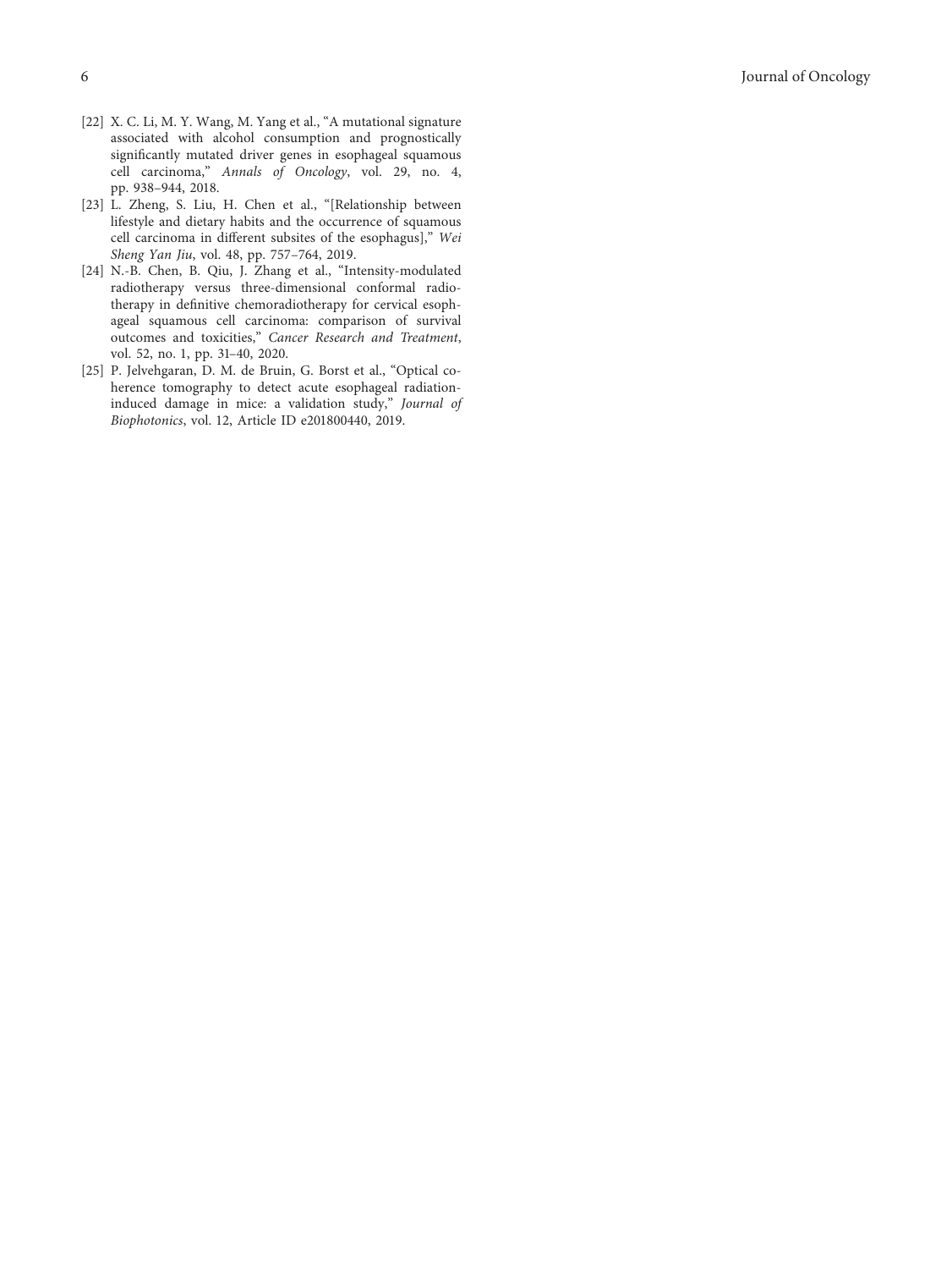[22] X. C. Li, M. Y. Wang, M. Yang et al., "A mutational signature associated with alcohol consumption and prognostically significantly mutated driver genes in esophageal squamous cell carcinoma," *Annals of Oncology*, vol. 29, no. 4, pp. 938–944, 2018.

[23] L. Zheng, S. Liu, H. Chen et al., "[Relationship between lifestyle and dietary habits and the occurrence of squamous cell carcinoma in different subsites of the esophagus]," *Wei Sheng Yan Jiu*, vol. 48, pp. 757–764, 2019.

[24] N.-B. Chen, B. Qiu, J. Zhang et al., "Intensity-modulated radiotherapy versus three-dimensional conformal radiotherapy in definitive chemoradiotherapy for cervical esophageal squamous cell carcinoma: comparison of survival outcomes and toxicities," *Cancer Research and Treatment*, vol. 52, no. 1, pp. 31–40, 2020.

[25] P. Jelvehgaran, D. M. de Bruin, G. Borst et al., "Optical coherence tomography to detect acute esophageal radiation-induced damage in mice: a validation study," *Journal of Biophotonics*, vol. 12, Article ID e201800440, 2019.